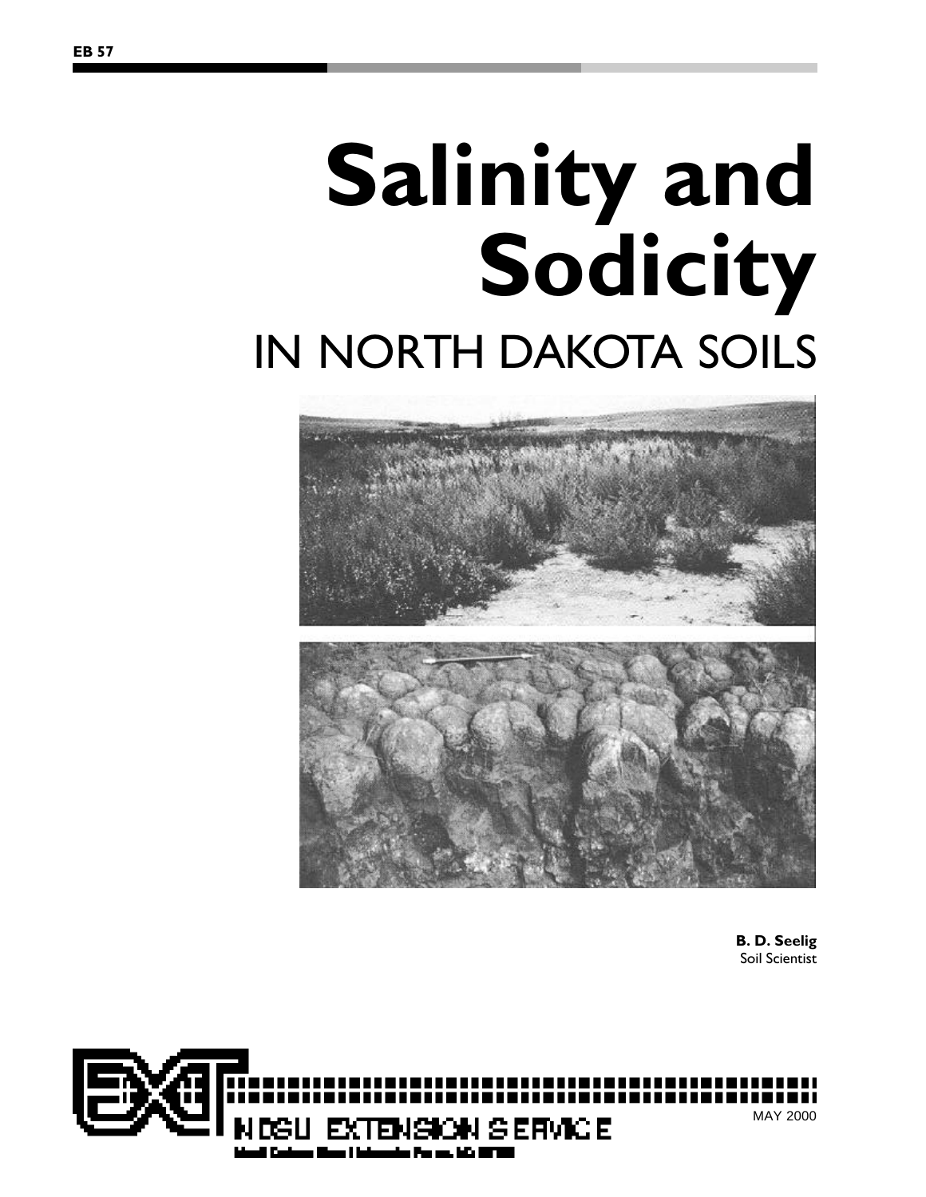EB 57

# Salinity and Sodicity

## IN NORTH DAKOTA SOILS

**B. D. Seelig**
Soil Scientist

NDSU EXTENSION SERVICE

MAY 2000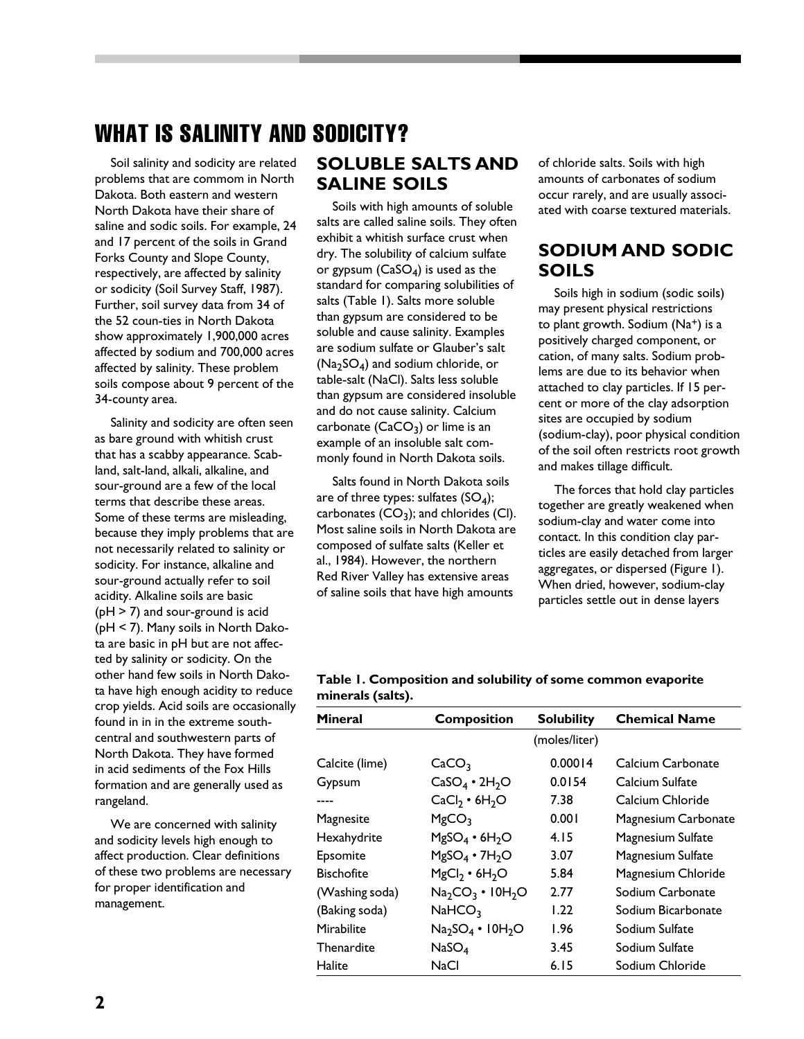# WHAT IS SALINITY AND SODICITY?

Soil salinity and sodicity are related problems that are commom in North Dakota. Both eastern and western North Dakota have their share of saline and sodic soils. For example, 24 and 17 percent of the soils in Grand Forks County and Slope County, respectively, are affected by salinity or sodicity (Soil Survey Staff, 1987). Further, soil survey data from 34 of the 52 coun-ties in North Dakota show approximately 1,900,000 acres affected by sodium and 700,000 acres affected by salinity. These problem soils compose about 9 percent of the 34-county area.

Salinity and sodicity are often seen as bare ground with whitish crust that has a scabby appearance. Scabland, salt-land, alkali, alkaline, and sour-ground are a few of the local terms that describe these areas. Some of these terms are misleading, because they imply problems that are not necessarily related to salinity or sodicity. For instance, alkaline and sour-ground actually refer to soil acidity. Alkaline soils are basic (pH > 7) and sour-ground is acid (pH < 7). Many soils in North Dakota are basic in pH but are not affected by salinity or sodicity. On the other hand few soils in North Dakota have high enough acidity to reduce crop yields. Acid soils are occasionally found in in in the extreme south-central and southwestern parts of North Dakota. They have formed in acid sediments of the Fox Hills formation and are generally used as rangeland.

We are concerned with salinity and sodicity levels high enough to affect production. Clear definitions of these two problems are necessary for proper identification and management.

## SOLUBLE SALTS AND SALINE SOILS

Soils with high amounts of soluble salts are called saline soils. They often exhibit a whitish surface crust when dry. The solubility of calcium sulfate or gypsum ($CaSO_4$) is used as the standard for comparing solubilities of salts (Table 1). Salts more soluble than gypsum are considered to be soluble and cause salinity. Examples are sodium sulfate or Glauber's salt ($Na_2SO_4$) and sodium chloride, or table-salt (NaCl). Salts less soluble than gypsum are considered insoluble and do not cause salinity. Calcium carbonate ($CaCO_3$) or lime is an example of an insoluble salt commonly found in North Dakota soils.

Salts found in North Dakota soils are of three types: sulfates ($SO_4$); carbonates ($CO_3$); and chlorides (Cl). Most saline soils in North Dakota are composed of sulfate salts (Keller et al., 1984). However, the northern Red River Valley has extensive areas of saline soils that have high amounts of chloride salts. Soils with high amounts of carbonates of sodium occur rarely, and are usually associated with coarse textured materials.

## SODIUM AND SODIC SOILS

Soils high in sodium (sodic soils) may present physical restrictions to plant growth. Sodium ($Na^+$) is a positively charged component, or cation, of many salts. Sodium problems are due to its behavior when attached to clay particles. If 15 percent or more of the clay adsorption sites are occupied by sodium (sodium-clay), poor physical condition of the soil often restricts root growth and makes tillage difficult.

The forces that hold clay particles together are greatly weakened when sodium-clay and water come into contact. In this condition clay particles are easily detached from larger aggregates, or dispersed (Figure 1). When dried, however, sodium-clay particles settle out in dense layers

**Table 1. Composition and solubility of some common evaporite minerals (salts).**

| Mineral | Composition | Solubility | Chemical Name |
|---|---|---|---|
| | | (moles/liter) | |
| Calcite (lime) | $CaCO_3$ | 0.00014 | Calcium Carbonate |
| Gypsum | $CaSO_4 \cdot 2H_2O$ | 0.0154 | Calcium Sulfate |
| ---- | $CaCl_2 \cdot 6H_2O$ | 7.38 | Calcium Chloride |
| Magnesite | $MgCO_3$ | 0.001 | Magnesium Carbonate |
| Hexahydrite | $MgSO_4 \cdot 6H_2O$ | 4.15 | Magnesium Sulfate |
| Epsomite | $MgSO_4 \cdot 7H_2O$ | 3.07 | Magnesium Sulfate |
| Bischofite | $MgCl_2 \cdot 6H_2O$ | 5.84 | Magnesium Chloride |
| (Washing soda) | $Na_2CO_3 \cdot 10H_2O$ | 2.77 | Sodium Carbonate |
| (Baking soda) | $NaHCO_3$ | 1.22 | Sodium Bicarbonate |
| Mirabilite | $Na_2SO_4 \cdot 10H_2O$ | 1.96 | Sodium Sulfate |
| Thenardite | $NaSO_4$ | 3.45 | Sodium Sulfate |
| Halite | NaCl | 6.15 | Sodium Chloride |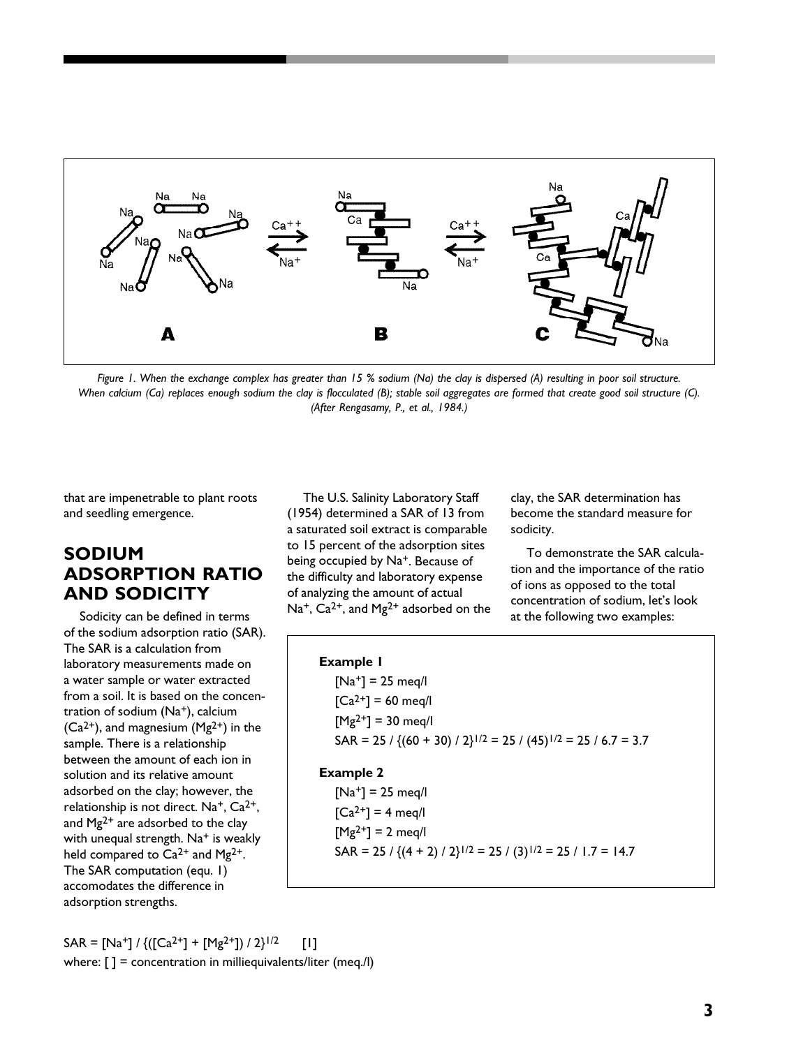Figure 1. When the exchange complex has greater than 15 % sodium (Na) the clay is dispersed (A) resulting in poor soil structure. When calcium (Ca) replaces enough sodium the clay is flocculated (B); stable soil aggregates are formed that create good soil structure (C). (After Rengasamy, P., et al., 1984.)

that are impenetrable to plant roots and seedling emergence.

## SODIUM ADSORPTION RATIO AND SODICITY

Sodicity can be defined in terms of the sodium adsorption ratio (SAR). The SAR is a calculation from laboratory measurements made on a water sample or water extracted from a soil. It is based on the concentration of sodium ($Na^+$), calcium ($Ca^{2+}$), and magnesium ($Mg^{2+}$) in the sample. There is a relationship between the amount of each ion in solution and its relative amount adsorbed on the clay; however, the relationship is not direct. $Na^+$, $Ca^{2+}$, and $Mg^{2+}$ are adsorbed to the clay with unequal strength. $Na^+$ is weakly held compared to $Ca^{2+}$ and $Mg^{2+}$. The SAR computation (equ. 1) accomodates the difference in adsorption strengths.

$$SAR = [Na^+] / \{([Ca^{2+}] + [Mg^{2+}]) / 2\}^{1/2} \qquad [1]$$

where: [ ] = concentration in milliequivalents/liter (meq./l)

The U.S. Salinity Laboratory Staff (1954) determined a SAR of 13 from a saturated soil extract is comparable to 15 percent of the adsorption sites being occupied by $Na^+$. Because of the difficulty and laboratory expense of analyzing the amount of actual $Na^+$, $Ca^{2+}$, and $Mg^{2+}$ adsorbed on the clay, the SAR determination has become the standard measure for sodicity.

To demonstrate the SAR calculation and the importance of the ratio of ions as opposed to the total concentration of sodium, let's look at the following two examples:

**Example 1**

$[Na^+]$ = 25 meq/l

$[Ca^{2+}]$ = 60 meq/l

$[Mg^{2+}]$ = 30 meq/l

$SAR = 25 / \{(60 + 30) / 2\}^{1/2} = 25 / (45)^{1/2} = 25 / 6.7 = 3.7$

**Example 2**

$[Na^+]$ = 25 meq/l

$[Ca^{2+}]$ = 4 meq/l

$[Mg^{2+}]$ = 2 meq/l

$SAR = 25 / \{(4 + 2) / 2\}^{1/2} = 25 / (3)^{1/2} = 25 / 1.7 = 14.7$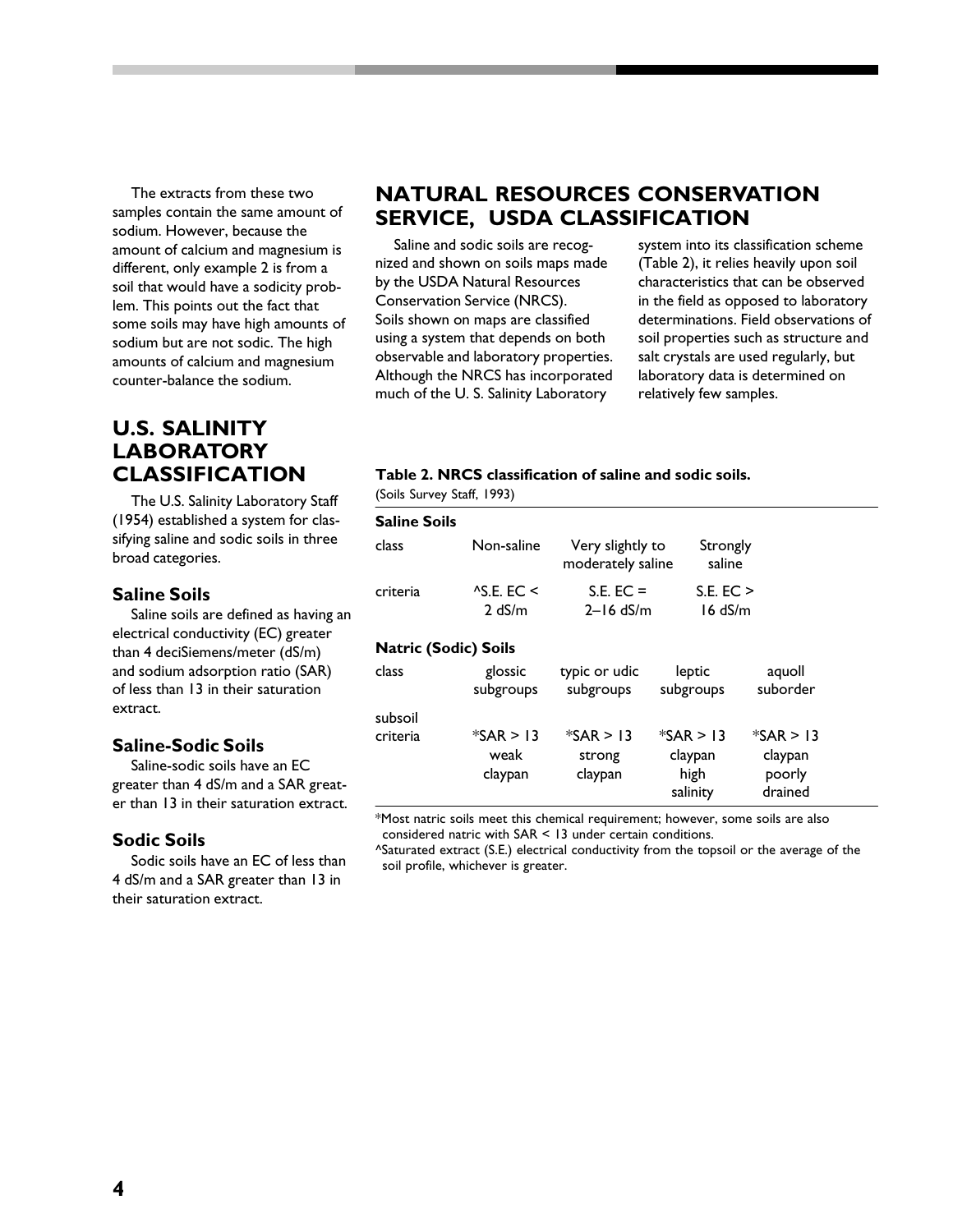The extracts from these two samples contain the same amount of sodium. However, because the amount of calcium and magnesium is different, only example 2 is from a soil that would have a sodicity problem. This points out the fact that some soils may have high amounts of sodium but are not sodic. The high amounts of calcium and magnesium counter-balance the sodium.

## U.S. SALINITY LABORATORY CLASSIFICATION

The U.S. Salinity Laboratory Staff (1954) established a system for classifying saline and sodic soils in three broad categories.

### Saline Soils

Saline soils are defined as having an electrical conductivity (EC) greater than 4 deciSiemens/meter (dS/m) and sodium adsorption ratio (SAR) of less than 13 in their saturation extract.

### Saline-Sodic Soils

Saline-sodic soils have an EC greater than 4 dS/m and a SAR greater than 13 in their saturation extract.

### Sodic Soils

Sodic soils have an EC of less than 4 dS/m and a SAR greater than 13 in their saturation extract.

## NATURAL RESOURCES CONSERVATION SERVICE, USDA CLASSIFICATION

Saline and sodic soils are recognized and shown on soils maps made by the USDA Natural Resources Conservation Service (NRCS). Soils shown on maps are classified using a system that depends on both observable and laboratory properties. Although the NRCS has incorporated much of the U. S. Salinity Laboratory system into its classification scheme (Table 2), it relies heavily upon soil characteristics that can be observed in the field as opposed to laboratory determinations. Field observations of soil properties such as structure and salt crystals are used regularly, but laboratory data is determined on relatively few samples.

**Table 2. NRCS classification of saline and sodic soils.**
(Soils Survey Staff, 1993)

| **Saline Soils** | | | | |
|---|---|---|---|---|
| class | Non-saline | Very slightly to moderately saline | Strongly saline | |
| criteria | ^S.E. EC < 2 dS/m | S.E. EC = 2–16 dS/m | S.E. EC > 16 dS/m | |
| **Natric (Sodic) Soils** | | | | |
| class | glossic subgroups | typic or udic subgroups | leptic subgroups | aquoll suborder |
| subsoil criteria | *SAR > 13 weak claypan | *SAR > 13 strong claypan | *SAR > 13 claypan high salinity | *SAR > 13 claypan poorly drained |

*Most natric soils meet this chemical requirement; however, some soils are also considered natric with SAR < 13 under certain conditions.
^Saturated extract (S.E.) electrical conductivity from the topsoil or the average of the soil profile, whichever is greater.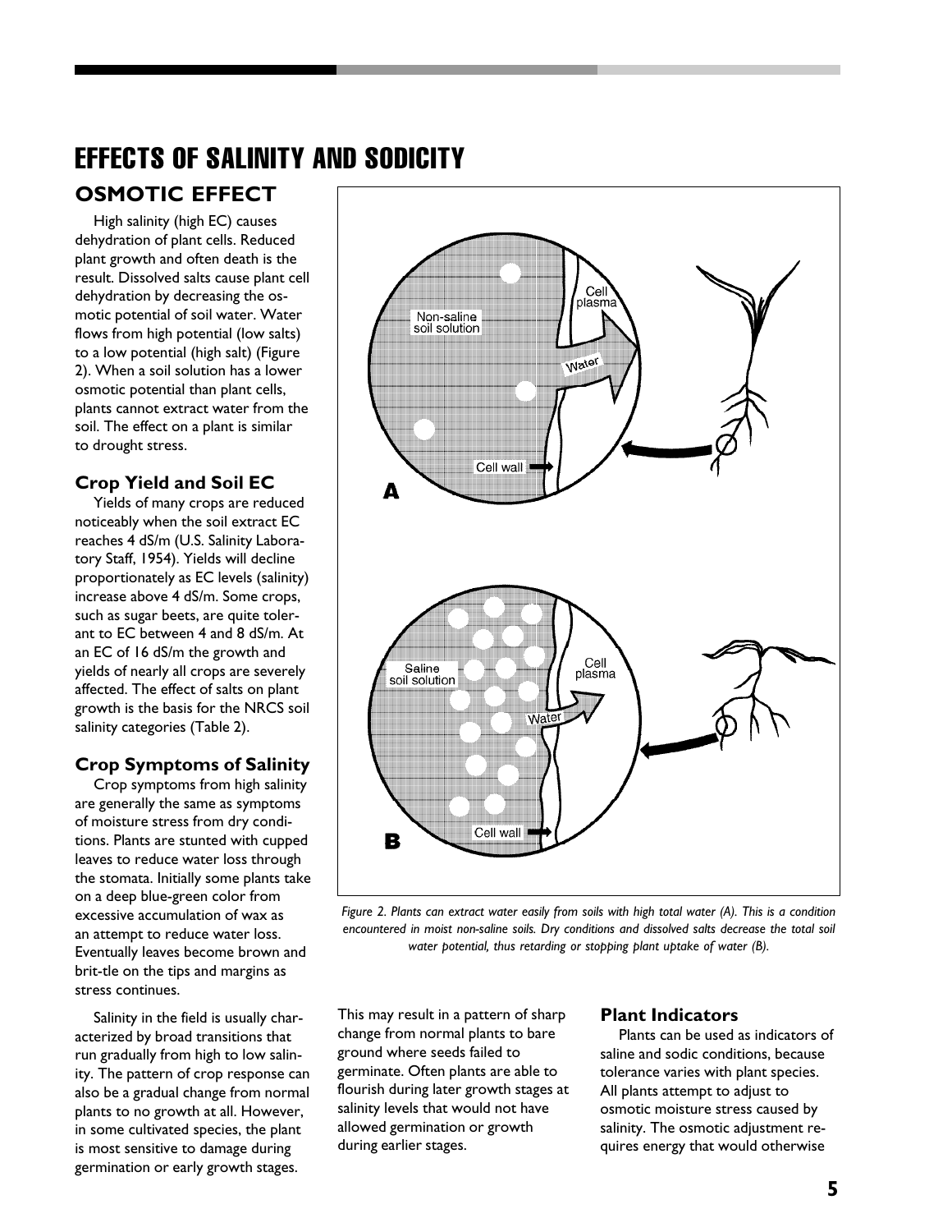# EFFECTS OF SALINITY AND SODICITY

## OSMOTIC EFFECT

High salinity (high EC) causes dehydration of plant cells. Reduced plant growth and often death is the result. Dissolved salts cause plant cell dehydration by decreasing the osmotic potential of soil water. Water flows from high potential (low salts) to a low potential (high salt) (Figure 2). When a soil solution has a lower osmotic potential than plant cells, plants cannot extract water from the soil. The effect on a plant is similar to drought stress.

### Crop Yield and Soil EC

Yields of many crops are reduced noticeably when the soil extract EC reaches 4 dS/m (U.S. Salinity Laboratory Staff, 1954). Yields will decline proportionately as EC levels (salinity) increase above 4 dS/m. Some crops, such as sugar beets, are quite tolerant to EC between 4 and 8 dS/m. At an EC of 16 dS/m the growth and yields of nearly all crops are severely affected. The effect of salts on plant growth is the basis for the NRCS soil salinity categories (Table 2).

### Crop Symptoms of Salinity

Crop symptoms from high salinity are generally the same as symptoms of moisture stress from dry conditions. Plants are stunted with cupped leaves to reduce water loss through the stomata. Initially some plants take on a deep blue-green color from excessive accumulation of wax as an attempt to reduce water loss. Eventually leaves become brown and brit-tle on the tips and margins as stress continues.

*Figure 2. Plants can extract water easily from soils with high total water (A). This is a condition encountered in moist non-saline soils. Dry conditions and dissolved salts decrease the total soil water potential, thus retarding or stopping plant uptake of water (B).*

Salinity in the field is usually characterized by broad transitions that run gradually from high to low salinity. The pattern of crop response can also be a gradual change from normal plants to no growth at all. However, in some cultivated species, the plant is most sensitive to damage during germination or early growth stages. This may result in a pattern of sharp change from normal plants to bare ground where seeds failed to germinate. Often plants are able to flourish during later growth stages at salinity levels that would not have allowed germination or growth during earlier stages.

### Plant Indicators

Plants can be used as indicators of saline and sodic conditions, because tolerance varies with plant species. All plants attempt to adjust to osmotic moisture stress caused by salinity. The osmotic adjustment requires energy that would otherwise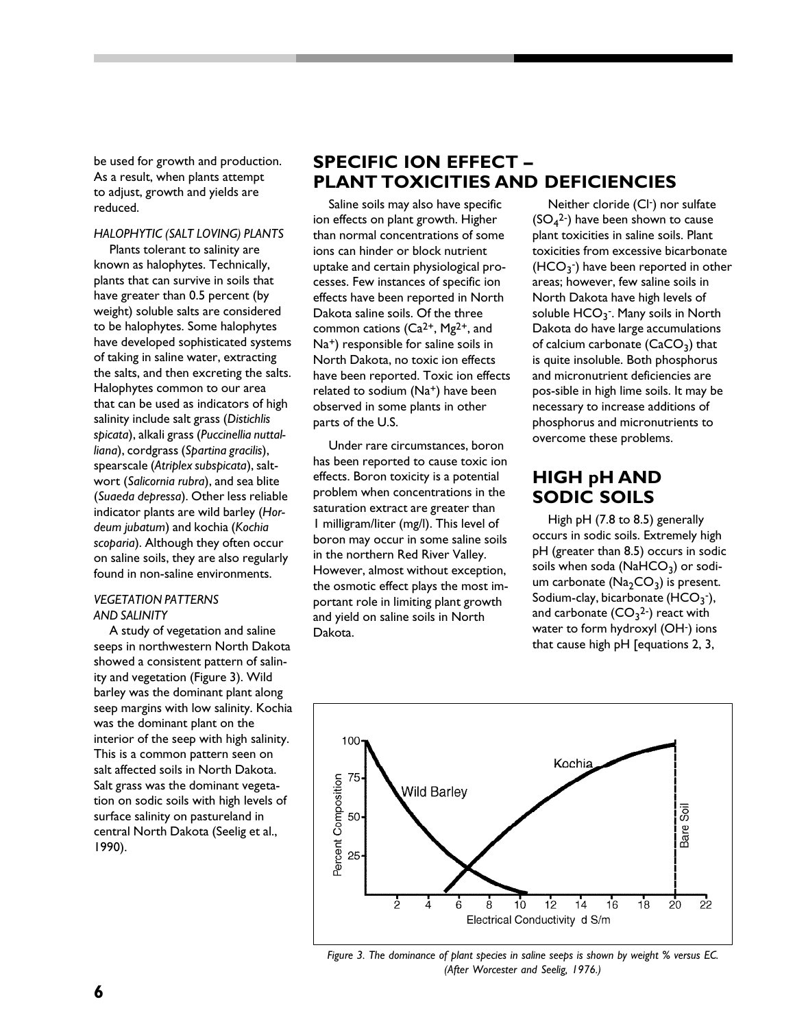be used for growth and production. As a result, when plants attempt to adjust, growth and yields are reduced.

*HALOPHYTIC (SALT LOVING) PLANTS*

Plants tolerant to salinity are known as halophytes. Technically, plants that can survive in soils that have greater than 0.5 percent (by weight) soluble salts are considered to be halophytes. Some halophytes have developed sophisticated systems of taking in saline water, extracting the salts, and then excreting the salts. Halophytes common to our area that can be used as indicators of high salinity include salt grass (*Distichlis spicata*), alkali grass (*Puccinellia nuttalliana*), cordgrass (*Spartina gracilis*), spearscale (*Atriplex subspicata*), saltwort (*Salicornia rubra*), and sea blite (*Suaeda depressa*). Other less reliable indicator plants are wild barley (*Hordeum jubatum*) and kochia (*Kochia scoparia*). Although they often occur on saline soils, they are also regularly found in non-saline environments.

*VEGETATION PATTERNS AND SALINITY*

A study of vegetation and saline seeps in northwestern North Dakota showed a consistent pattern of salinity and vegetation (Figure 3). Wild barley was the dominant plant along seep margins with low salinity. Kochia was the dominant plant on the interior of the seep with high salinity. This is a common pattern seen on salt affected soils in North Dakota. Salt grass was the dominant vegetation on sodic soils with high levels of surface salinity on pastureland in central North Dakota (Seelig et al., 1990).

## SPECIFIC ION EFFECT – PLANT TOXICITIES AND DEFICIENCIES

Saline soils may also have specific ion effects on plant growth. Higher than normal concentrations of some ions can hinder or block nutrient uptake and certain physiological processes. Few instances of specific ion effects have been reported in North Dakota saline soils. Of the three common cations ($Ca^{2+}$, $Mg^{2+}$, and $Na^{+}$) responsible for saline soils in North Dakota, no toxic ion effects have been reported. Toxic ion effects related to sodium ($Na^{+}$) have been observed in some plants in other parts of the U.S.

Under rare circumstances, boron has been reported to cause toxic ion effects. Boron toxicity is a potential problem when concentrations in the saturation extract are greater than 1 milligram/liter (mg/l). This level of boron may occur in some saline soils in the northern Red River Valley. However, almost without exception, the osmotic effect plays the most important role in limiting plant growth and yield on saline soils in North Dakota.

Neither cloride ($Cl^{-}$) nor sulfate ($SO_4^{2-}$) have been shown to cause plant toxicities in saline soils. Plant toxicities from excessive bicarbonate ($HCO_3^{-}$) have been reported in other areas; however, few saline soils in North Dakota have high levels of soluble $HCO_3^{-}$. Many soils in North Dakota do have large accumulations of calcium carbonate ($CaCO_3$) that is quite insoluble. Both phosphorus and micronutrient deficiencies are pos-sible in high lime soils. It may be necessary to increase additions of phosphorus and micronutrients to overcome these problems.

## HIGH pH AND SODIC SOILS

High pH (7.8 to 8.5) generally occurs in sodic soils. Extremely high pH (greater than 8.5) occurs in sodic soils when soda ($NaHCO_3$) or sodium carbonate ($Na_2CO_3$) is present. Sodium-clay, bicarbonate ($HCO_3^{-}$), and carbonate ($CO_3^{2-}$) react with water to form hydroxyl ($OH^{-}$) ions that cause high pH [equations 2, 3,

*Figure 3. The dominance of plant species in saline seeps is shown by weight % versus EC. (After Worcester and Seelig, 1976.)*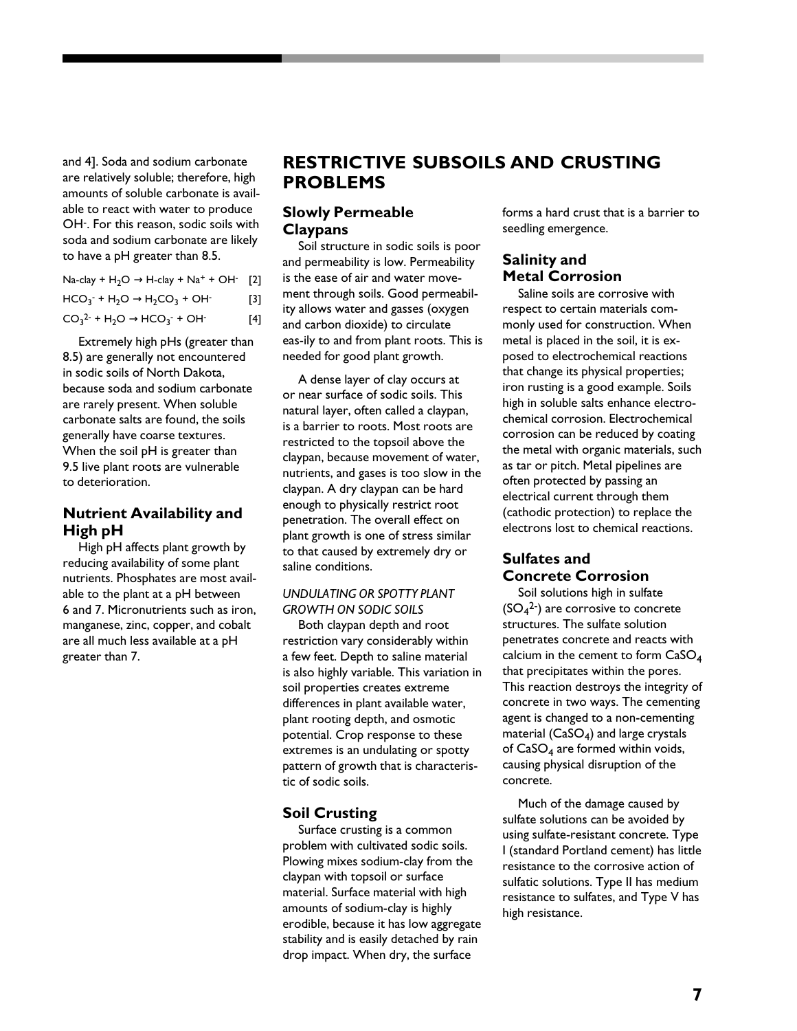and 4]. Soda and sodium carbonate are relatively soluble; therefore, high amounts of soluble carbonate is available to react with water to produce $OH^-$. For this reason, sodic soils with soda and sodium carbonate are likely to have a pH greater than 8.5.

$$\text{Na-clay} + H_2O \rightarrow \text{H-clay} + Na^+ + OH^- \quad [2]$$

$$HCO_3^- + H_2O \rightarrow H_2CO_3 + OH^- \quad [3]$$

$$CO_3^{2-} + H_2O \rightarrow HCO_3^- + OH^- \quad [4]$$

Extremely high pHs (greater than 8.5) are generally not encountered in sodic soils of North Dakota, because soda and sodium carbonate are rarely present. When soluble carbonate salts are found, the soils generally have coarse textures. When the soil pH is greater than 9.5 live plant roots are vulnerable to deterioration.

### Nutrient Availability and High pH

High pH affects plant growth by reducing availability of some plant nutrients. Phosphates are most available to the plant at a pH between 6 and 7. Micronutrients such as iron, manganese, zinc, copper, and cobalt are all much less available at a pH greater than 7.

## RESTRICTIVE SUBSOILS AND CRUSTING PROBLEMS

### Slowly Permeable Claypans

Soil structure in sodic soils is poor and permeability is low. Permeability is the ease of air and water movement through soils. Good permeability allows water and gasses (oxygen and carbon dioxide) to circulate eas-ily to and from plant roots. This is needed for good plant growth.

A dense layer of clay occurs at or near surface of sodic soils. This natural layer, often called a claypan, is a barrier to roots. Most roots are restricted to the topsoil above the claypan, because movement of water, nutrients, and gases is too slow in the claypan. A dry claypan can be hard enough to physically restrict root penetration. The overall effect on plant growth is one of stress similar to that caused by extremely dry or saline conditions.

*UNDULATING OR SPOTTY PLANT GROWTH ON SODIC SOILS*

Both claypan depth and root restriction vary considerably within a few feet. Depth to saline material is also highly variable. This variation in soil properties creates extreme differences in plant available water, plant rooting depth, and osmotic potential. Crop response to these extremes is an undulating or spotty pattern of growth that is characteristic of sodic soils.

### Soil Crusting

Surface crusting is a common problem with cultivated sodic soils. Plowing mixes sodium-clay from the claypan with topsoil or surface material. Surface material with high amounts of sodium-clay is highly erodible, because it has low aggregate stability and is easily detached by rain drop impact. When dry, the surface forms a hard crust that is a barrier to seedling emergence.

### Salinity and Metal Corrosion

Saline soils are corrosive with respect to certain materials commonly used for construction. When metal is placed in the soil, it is exposed to electrochemical reactions that change its physical properties; iron rusting is a good example. Soils high in soluble salts enhance electrochemical corrosion. Electrochemical corrosion can be reduced by coating the metal with organic materials, such as tar or pitch. Metal pipelines are often protected by passing an electrical current through them (cathodic protection) to replace the electrons lost to chemical reactions.

### Sulfates and Concrete Corrosion

Soil solutions high in sulfate ($SO_4^{2-}$) are corrosive to concrete structures. The sulfate solution penetrates concrete and reacts with calcium in the cement to form $CaSO_4$ that precipitates within the pores. This reaction destroys the integrity of concrete in two ways. The cementing agent is changed to a non-cementing material ($CaSO_4$) and large crystals of $CaSO_4$ are formed within voids, causing physical disruption of the concrete.

Much of the damage caused by sulfate solutions can be avoided by using sulfate-resistant concrete. Type I (standard Portland cement) has little resistance to the corrosive action of sulfatic solutions. Type II has medium resistance to sulfates, and Type V has high resistance.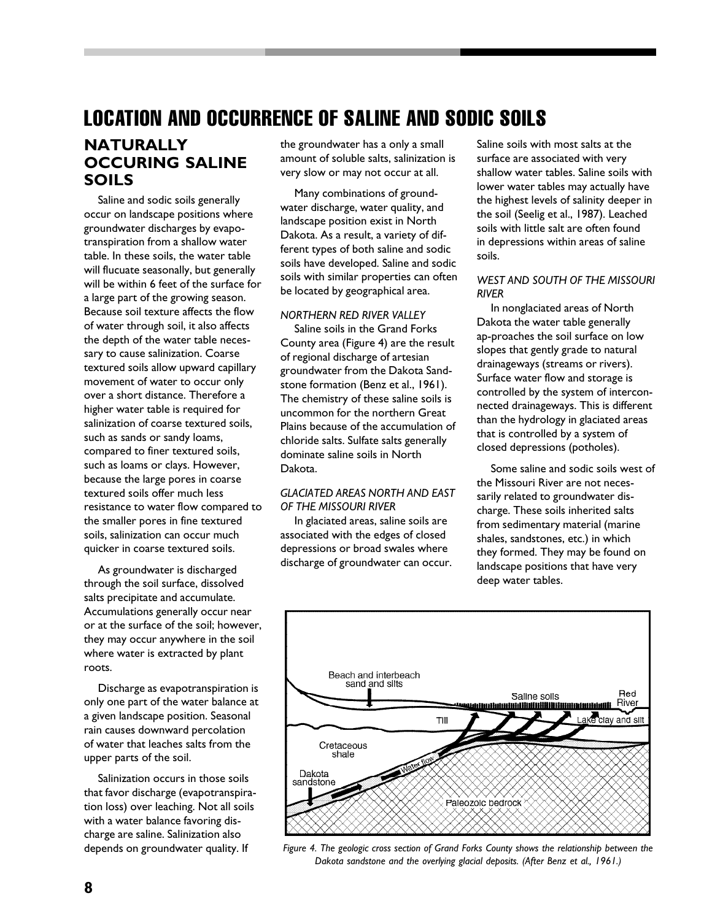# LOCATION AND OCCURRENCE OF SALINE AND SODIC SOILS

## NATURALLY OCCURING SALINE SOILS

Saline and sodic soils generally occur on landscape positions where groundwater discharges by evapotranspiration from a shallow water table. In these soils, the water table will flucuate seasonally, but generally will be within 6 feet of the surface for a large part of the growing season. Because soil texture affects the flow of water through soil, it also affects the depth of the water table necessary to cause salinization. Coarse textured soils allow upward capillary movement of water to occur only over a short distance. Therefore a higher water table is required for salinization of coarse textured soils, such as sands or sandy loams, compared to finer textured soils, such as loams or clays. However, because the large pores in coarse textured soils offer much less resistance to water flow compared to the smaller pores in fine textured soils, salinization can occur much quicker in coarse textured soils.

As groundwater is discharged through the soil surface, dissolved salts precipitate and accumulate. Accumulations generally occur near or at the surface of the soil; however, they may occur anywhere in the soil where water is extracted by plant roots.

Discharge as evapotranspiration is only one part of the water balance at a given landscape position. Seasonal rain causes downward percolation of water that leaches salts from the upper parts of the soil.

Salinization occurs in those soils that favor discharge (evapotranspiration loss) over leaching. Not all soils with a water balance favoring discharge are saline. Salinization also depends on groundwater quality. If the groundwater has a only a small amount of soluble salts, salinization is very slow or may not occur at all.

Many combinations of groundwater discharge, water quality, and landscape position exist in North Dakota. As a result, a variety of different types of both saline and sodic soils have developed. Saline and sodic soils with similar properties can often be located by geographical area.

*NORTHERN RED RIVER VALLEY*

Saline soils in the Grand Forks County area (Figure 4) are the result of regional discharge of artesian groundwater from the Dakota Sandstone formation (Benz et al., 1961). The chemistry of these saline soils is uncommon for the northern Great Plains because of the accumulation of chloride salts. Sulfate salts generally dominate saline soils in North Dakota.

*GLACIATED AREAS NORTH AND EAST OF THE MISSOURI RIVER*

In glaciated areas, saline soils are associated with the edges of closed depressions or broad swales where discharge of groundwater can occur. Saline soils with most salts at the surface are associated with very shallow water tables. Saline soils with lower water tables may actually have the highest levels of salinity deeper in the soil (Seelig et al., 1987). Leached soils with little salt are often found in depressions within areas of saline soils.

*WEST AND SOUTH OF THE MISSOURI RIVER*

In nonglaciated areas of North Dakota the water table generally ap-proaches the soil surface on low slopes that gently grade to natural drainageways (streams or rivers). Surface water flow and storage is controlled by the system of interconnected drainageways. This is different than the hydrology in glaciated areas that is controlled by a system of closed depressions (potholes).

Some saline and sodic soils west of the Missouri River are not necessarily related to groundwater discharge. These soils inherited salts from sedimentary material (marine shales, sandstones, etc.) in which they formed. They may be found on landscape positions that have very deep water tables.

*Figure 4. The geologic cross section of Grand Forks County shows the relationship between the Dakota sandstone and the overlying glacial deposits. (After Benz et al., 1961.)*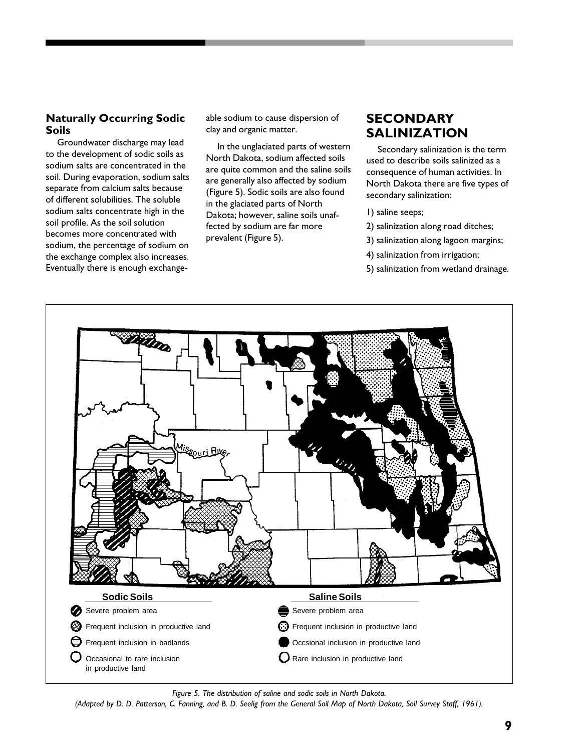### Naturally Occurring Sodic Soils

Groundwater discharge may lead to the development of sodic soils as sodium salts are concentrated in the soil. During evaporation, sodium salts separate from calcium salts because of different solubilities. The soluble sodium salts concentrate high in the soil profile. As the soil solution becomes more concentrated with sodium, the percentage of sodium on the exchange complex also increases. Eventually there is enough exchangeable sodium to cause dispersion of clay and organic matter.

In the unglaciated parts of western North Dakota, sodium affected soils are quite common and the saline soils are generally also affected by sodium (Figure 5). Sodic soils are also found in the glaciated parts of North Dakota; however, saline soils unaffected by sodium are far more prevalent (Figure 5).

## SECONDARY SALINIZATION

Secondary salinization is the term used to describe soils salinized as a consequence of human activities. In North Dakota there are five types of secondary salinization:

1) saline seeps;
2) salinization along road ditches;
3) salinization along lagoon margins;
4) salinization from irrigation;
5) salinization from wetland drainage.

Missouri River

| Sodic Soils | Saline Soils |
|---|---|
| Severe problem area | Severe problem area |
| Frequent inclusion in productive land | Frequent inclusion in productive land |
| Frequent inclusion in badlands | Occsional inclusion in productive land |
| Occasional to rare inclusion in productive land | Rare inclusion in productive land |

*Figure 5. The distribution of saline and sodic soils in North Dakota.*
*(Adapted by D. D. Patterson, C. Fanning, and B. D. Seelig from the General Soil Map of North Dakota, Soil Survey Staff, 1961).*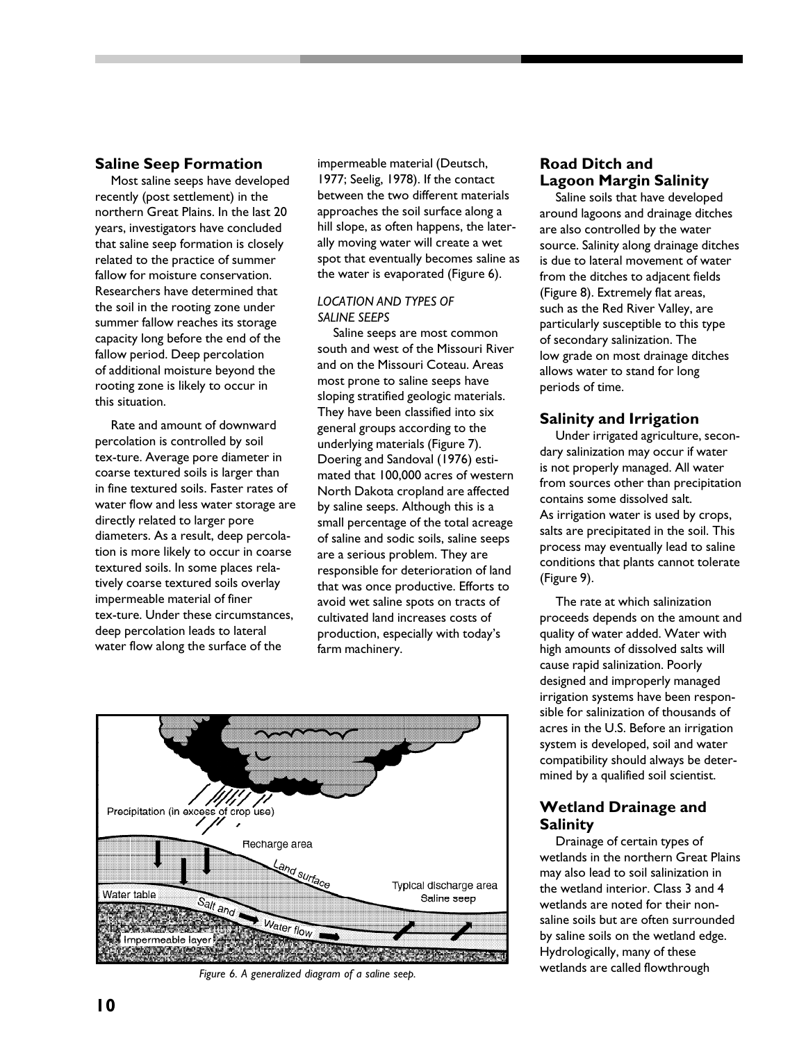## Saline Seep Formation

Most saline seeps have developed recently (post settlement) in the northern Great Plains. In the last 20 years, investigators have concluded that saline seep formation is closely related to the practice of summer fallow for moisture conservation. Researchers have determined that the soil in the rooting zone under summer fallow reaches its storage capacity long before the end of the fallow period. Deep percolation of additional moisture beyond the rooting zone is likely to occur in this situation.

Rate and amount of downward percolation is controlled by soil tex-ture. Average pore diameter in coarse textured soils is larger than in fine textured soils. Faster rates of water flow and less water storage are directly related to larger pore diameters. As a result, deep percolation is more likely to occur in coarse textured soils. In some places relatively coarse textured soils overlay impermeable material of finer tex-ture. Under these circumstances, deep percolation leads to lateral water flow along the surface of the impermeable material (Deutsch, 1977; Seelig, 1978). If the contact between the two different materials approaches the soil surface along a hill slope, as often happens, the laterally moving water will create a wet spot that eventually becomes saline as the water is evaporated (Figure 6).

### *LOCATION AND TYPES OF SALINE SEEPS*

Saline seeps are most common south and west of the Missouri River and on the Missouri Coteau. Areas most prone to saline seeps have sloping stratified geologic materials. They have been classified into six general groups according to the underlying materials (Figure 7). Doering and Sandoval (1976) estimated that 100,000 acres of western North Dakota cropland are affected by saline seeps. Although this is a small percentage of the total acreage of saline and sodic soils, saline seeps are a serious problem. They are responsible for deterioration of land that was once productive. Efforts to avoid wet saline spots on tracts of cultivated land increases costs of production, especially with today's farm machinery.

*Figure 6. A generalized diagram of a saline seep.*

## Road Ditch and Lagoon Margin Salinity

Saline soils that have developed around lagoons and drainage ditches are also controlled by the water source. Salinity along drainage ditches is due to lateral movement of water from the ditches to adjacent fields (Figure 8). Extremely flat areas, such as the Red River Valley, are particularly susceptible to this type of secondary salinization. The low grade on most drainage ditches allows water to stand for long periods of time.

## Salinity and Irrigation

Under irrigated agriculture, secondary salinization may occur if water is not properly managed. All water from sources other than precipitation contains some dissolved salt. As irrigation water is used by crops, salts are precipitated in the soil. This process may eventually lead to saline conditions that plants cannot tolerate (Figure 9).

The rate at which salinization proceeds depends on the amount and quality of water added. Water with high amounts of dissolved salts will cause rapid salinization. Poorly designed and improperly managed irrigation systems have been responsible for salinization of thousands of acres in the U.S. Before an irrigation system is developed, soil and water compatibility should always be determined by a qualified soil scientist.

## Wetland Drainage and Salinity

Drainage of certain types of wetlands in the northern Great Plains may also lead to soil salinization in the wetland interior. Class 3 and 4 wetlands are noted for their non-saline soils but are often surrounded by saline soils on the wetland edge. Hydrologically, many of these wetlands are called flowthrough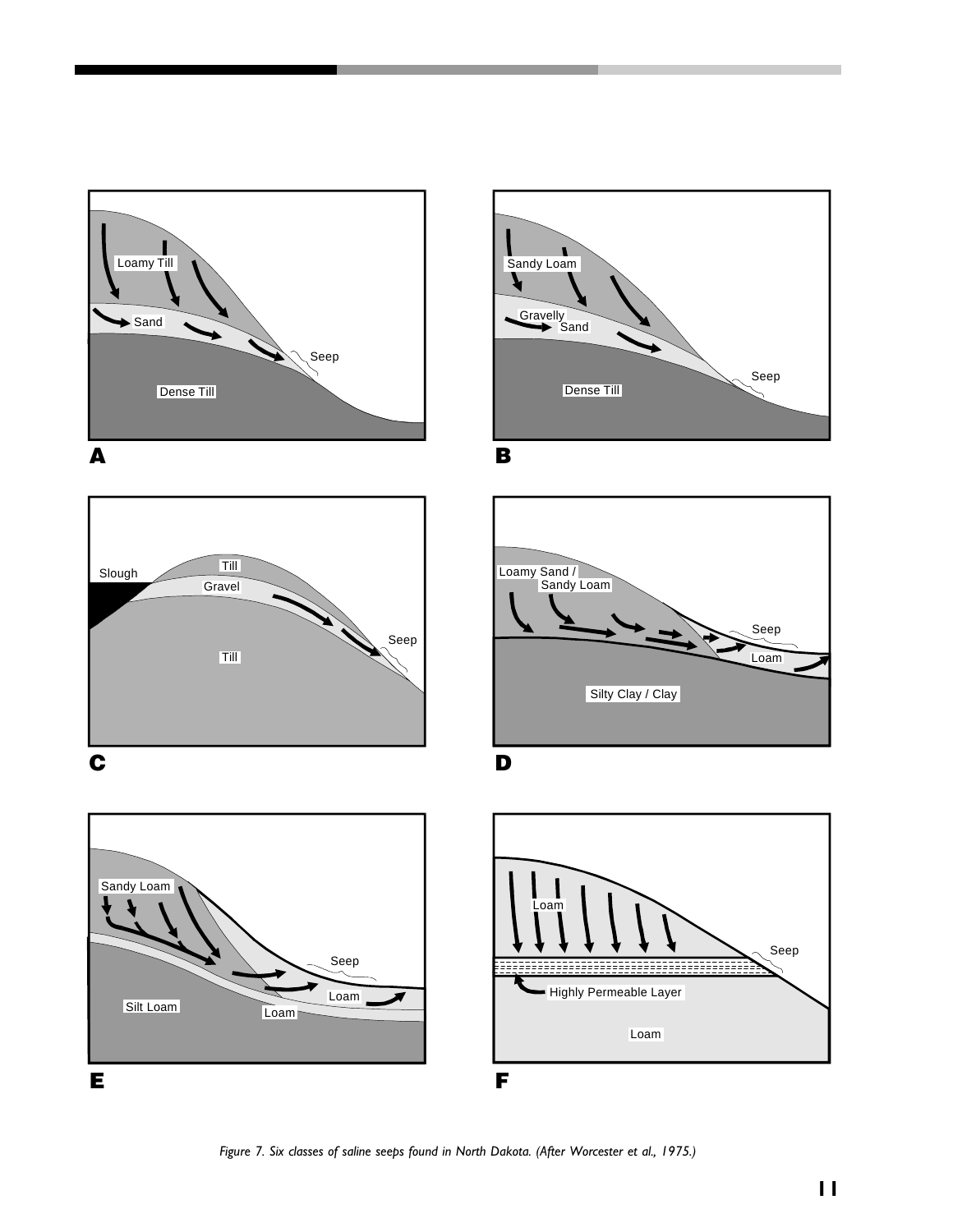*Figure 7. Six classes of saline seeps found in North Dakota. (After Worcester et al., 1975.)*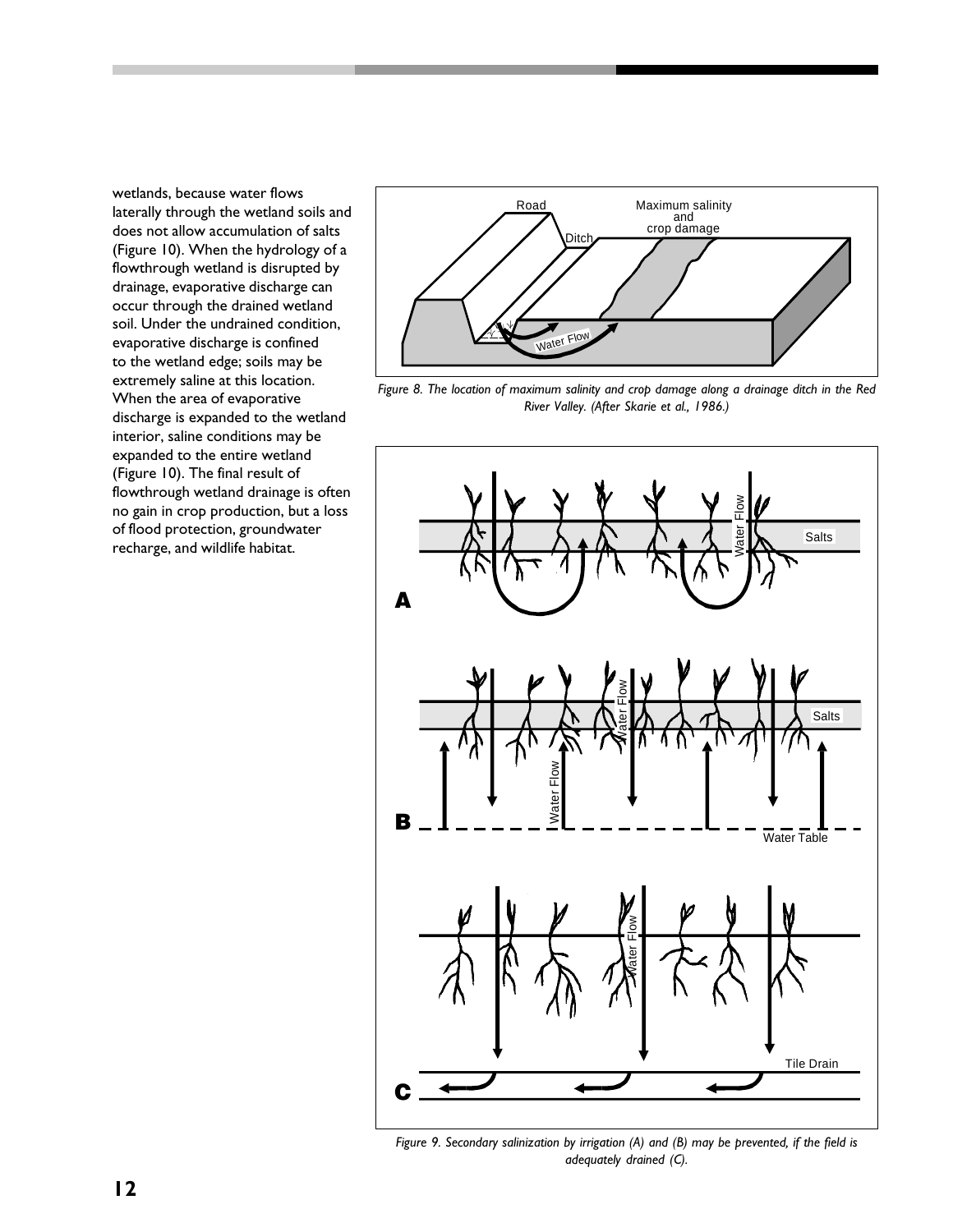wetlands, because water flows laterally through the wetland soils and does not allow accumulation of salts (Figure 10). When the hydrology of a flowthrough wetland is disrupted by drainage, evaporative discharge can occur through the drained wetland soil. Under the undrained condition, evaporative discharge is confined to the wetland edge; soils may be extremely saline at this location. When the area of evaporative discharge is expanded to the wetland interior, saline conditions may be expanded to the entire wetland (Figure 10). The final result of flowthrough wetland drainage is often no gain in crop production, but a loss of flood protection, groundwater recharge, and wildlife habitat.

*Figure 8. The location of maximum salinity and crop damage along a drainage ditch in the Red River Valley. (After Skarie et al., 1986.)*

*Figure 9. Secondary salinization by irrigation (A) and (B) may be prevented, if the field is adequately drained (C).*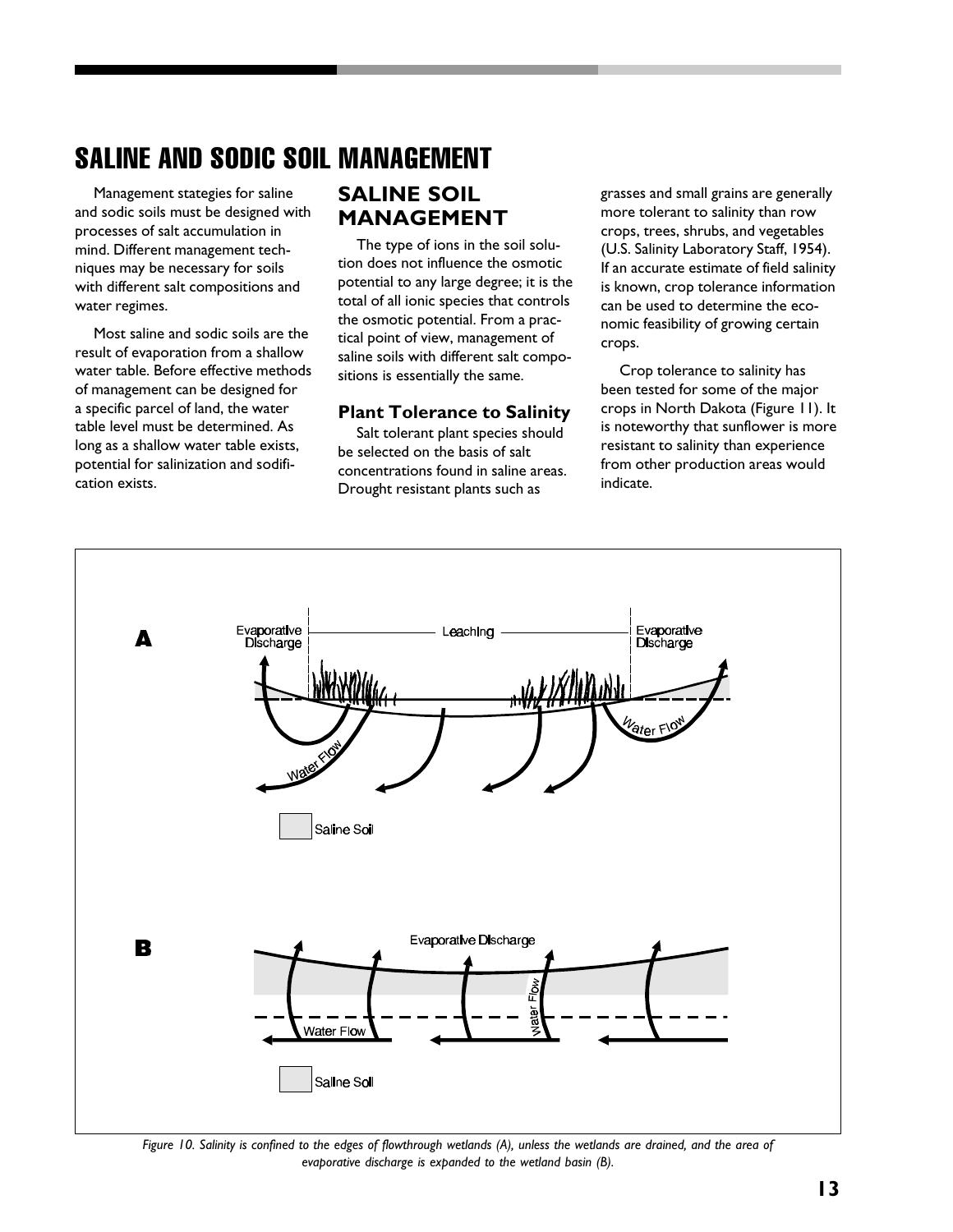# SALINE AND SODIC SOIL MANAGEMENT

Management stategies for saline and sodic soils must be designed with processes of salt accumulation in mind. Different management techniques may be necessary for soils with different salt compositions and water regimes.

Most saline and sodic soils are the result of evaporation from a shallow water table. Before effective methods of management can be designed for a specific parcel of land, the water table level must be determined. As long as a shallow water table exists, potential for salinization and sodification exists.

## SALINE SOIL MANAGEMENT

The type of ions in the soil solution does not influence the osmotic potential to any large degree; it is the total of all ionic species that controls the osmotic potential. From a practical point of view, management of saline soils with different salt compositions is essentially the same.

### Plant Tolerance to Salinity

Salt tolerant plant species should be selected on the basis of salt concentrations found in saline areas. Drought resistant plants such as grasses and small grains are generally more tolerant to salinity than row crops, trees, shrubs, and vegetables (U.S. Salinity Laboratory Staff, 1954). If an accurate estimate of field salinity is known, crop tolerance information can be used to determine the economic feasibility of growing certain crops.

Crop tolerance to salinity has been tested for some of the major crops in North Dakota (Figure 11). It is noteworthy that sunflower is more resistant to salinity than experience from other production areas would indicate.

*Figure 10. Salinity is confined to the edges of flowthrough wetlands (A), unless the wetlands are drained, and the area of evaporative discharge is expanded to the wetland basin (B).*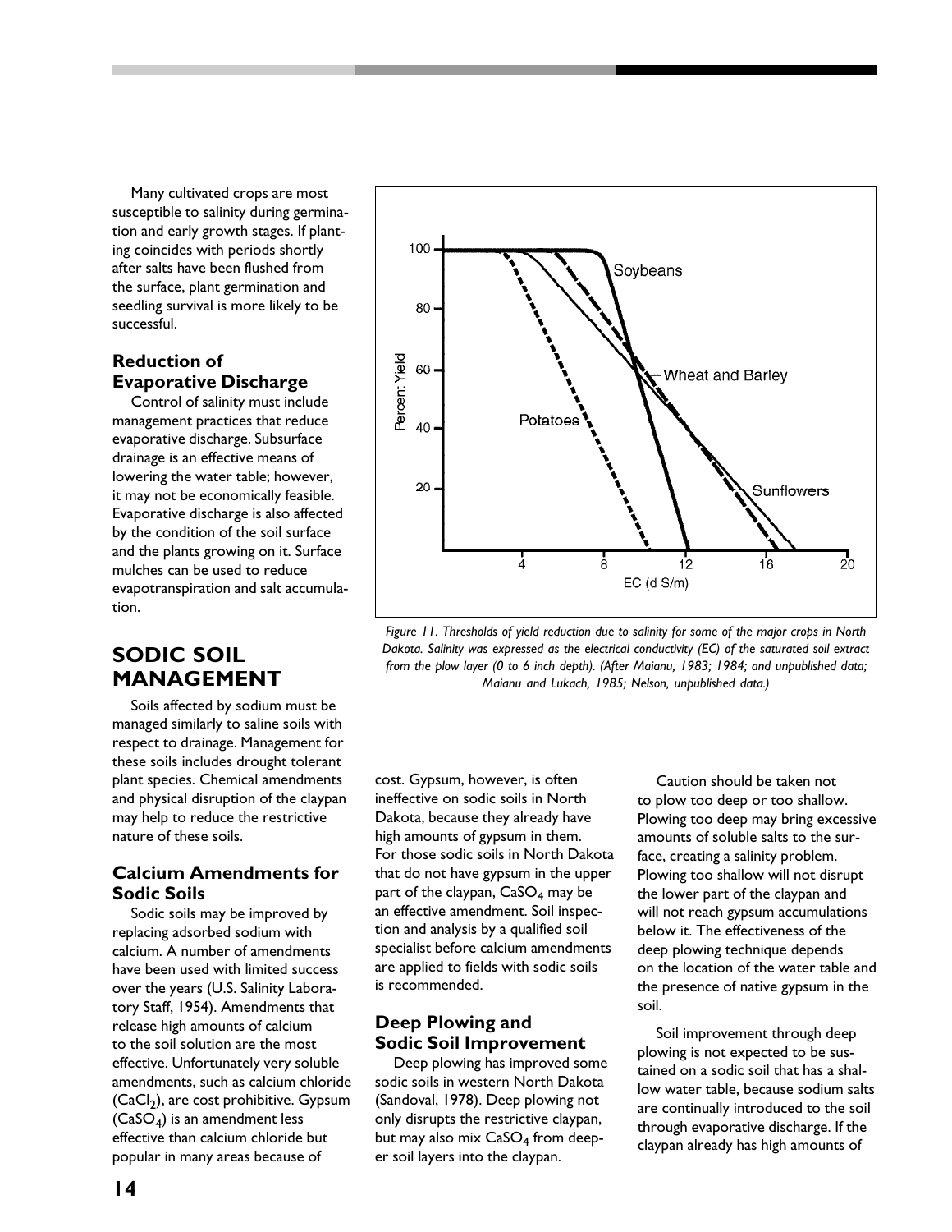Many cultivated crops are most susceptible to salinity during germination and early growth stages. If planting coincides with periods shortly after salts have been flushed from the surface, plant germination and seedling survival is more likely to be successful.

### Reduction of Evaporative Discharge

Control of salinity must include management practices that reduce evaporative discharge. Subsurface drainage is an effective means of lowering the water table; however, it may not be economically feasible. Evaporative discharge is also affected by the condition of the soil surface and the plants growing on it. Surface mulches can be used to reduce evapotranspiration and salt accumulation.

*Figure 11. Thresholds of yield reduction due to salinity for some of the major crops in North Dakota. Salinity was expressed as the electrical conductivity (EC) of the saturated soil extract from the plow layer (0 to 6 inch depth). (After Maianu, 1983; 1984; and unpublished data; Maianu and Lukach, 1985; Nelson, unpublished data.)*

## SODIC SOIL MANAGEMENT

Soils affected by sodium must be managed similarly to saline soils with respect to drainage. Management for these soils includes drought tolerant plant species. Chemical amendments and physical disruption of the claypan may help to reduce the restrictive nature of these soils.

### Calcium Amendments for Sodic Soils

Sodic soils may be improved by replacing adsorbed sodium with calcium. A number of amendments have been used with limited success over the years (U.S. Salinity Laboratory Staff, 1954). Amendments that release high amounts of calcium to the soil solution are the most effective. Unfortunately very soluble amendments, such as calcium chloride ($CaCl_2$), are cost prohibitive. Gypsum ($CaSO_4$) is an amendment less effective than calcium chloride but popular in many areas because of cost. Gypsum, however, is often ineffective on sodic soils in North Dakota, because they already have high amounts of gypsum in them. For those sodic soils in North Dakota that do not have gypsum in the upper part of the claypan, $CaSO_4$ may be an effective amendment. Soil inspection and analysis by a qualified soil specialist before calcium amendments are applied to fields with sodic soils is recommended.

### Deep Plowing and Sodic Soil Improvement

Deep plowing has improved some sodic soils in western North Dakota (Sandoval, 1978). Deep plowing not only disrupts the restrictive claypan, but may also mix $CaSO_4$ from deeper soil layers into the claypan.

Caution should be taken not to plow too deep or too shallow. Plowing too deep may bring excessive amounts of soluble salts to the surface, creating a salinity problem. Plowing too shallow will not disrupt the lower part of the claypan and will not reach gypsum accumulations below it. The effectiveness of the deep plowing technique depends on the location of the water table and the presence of native gypsum in the soil.

Soil improvement through deep plowing is not expected to be sustained on a sodic soil that has a shallow water table, because sodium salts are continually introduced to the soil through evaporative discharge. If the claypan already has high amounts of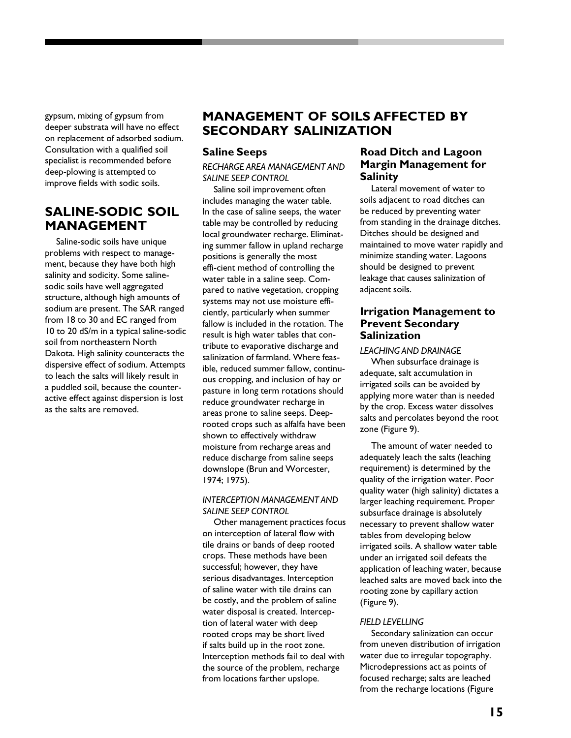gypsum, mixing of gypsum from deeper substrata will have no effect on replacement of adsorbed sodium. Consultation with a qualified soil specialist is recommended before deep-plowing is attempted to improve fields with sodic soils.

## SALINE-SODIC SOIL MANAGEMENT

Saline-sodic soils have unique problems with respect to management, because they have both high salinity and sodicity. Some saline-sodic soils have well aggregated structure, although high amounts of sodium are present. The SAR ranged from 18 to 30 and EC ranged from 10 to 20 dS/m in a typical saline-sodic soil from northeastern North Dakota. High salinity counteracts the dispersive effect of sodium. Attempts to leach the salts will likely result in a puddled soil, because the counteractive effect against dispersion is lost as the salts are removed.

## MANAGEMENT OF SOILS AFFECTED BY SECONDARY SALINIZATION

### Saline Seeps

*RECHARGE AREA MANAGEMENT AND SALINE SEEP CONTROL*

Saline soil improvement often includes managing the water table. In the case of saline seeps, the water table may be controlled by reducing local groundwater recharge. Eliminating summer fallow in upland recharge positions is generally the most effi-cient method of controlling the water table in a saline seep. Compared to native vegetation, cropping systems may not use moisture efficiently, particularly when summer fallow is included in the rotation. The result is high water tables that contribute to evaporative discharge and salinization of farmland. Where feasible, reduced summer fallow, continuous cropping, and inclusion of hay or pasture in long term rotations should reduce groundwater recharge in areas prone to saline seeps. Deep-rooted crops such as alfalfa have been shown to effectively withdraw moisture from recharge areas and reduce discharge from saline seeps downslope (Brun and Worcester, 1974; 1975).

*INTERCEPTION MANAGEMENT AND SALINE SEEP CONTROL*

Other management practices focus on interception of lateral flow with tile drains or bands of deep rooted crops. These methods have been successful; however, they have serious disadvantages. Interception of saline water with tile drains can be costly, and the problem of saline water disposal is created. Interception of lateral water with deep rooted crops may be short lived if salts build up in the root zone. Interception methods fail to deal with the source of the problem, recharge from locations farther upslope.

### Road Ditch and Lagoon Margin Management for Salinity

Lateral movement of water to soils adjacent to road ditches can be reduced by preventing water from standing in the drainage ditches. Ditches should be designed and maintained to move water rapidly and minimize standing water. Lagoons should be designed to prevent leakage that causes salinization of adjacent soils.

### Irrigation Management to Prevent Secondary Salinization

*LEACHING AND DRAINAGE*

When subsurface drainage is adequate, salt accumulation in irrigated soils can be avoided by applying more water than is needed by the crop. Excess water dissolves salts and percolates beyond the root zone (Figure 9).

The amount of water needed to adequately leach the salts (leaching requirement) is determined by the quality of the irrigation water. Poor quality water (high salinity) dictates a larger leaching requirement. Proper subsurface drainage is absolutely necessary to prevent shallow water tables from developing below irrigated soils. A shallow water table under an irrigated soil defeats the application of leaching water, because leached salts are moved back into the rooting zone by capillary action (Figure 9).

*FIELD LEVELLING*

Secondary salinization can occur from uneven distribution of irrigation water due to irregular topography. Microdepressions act as points of focused recharge; salts are leached from the recharge locations (Figure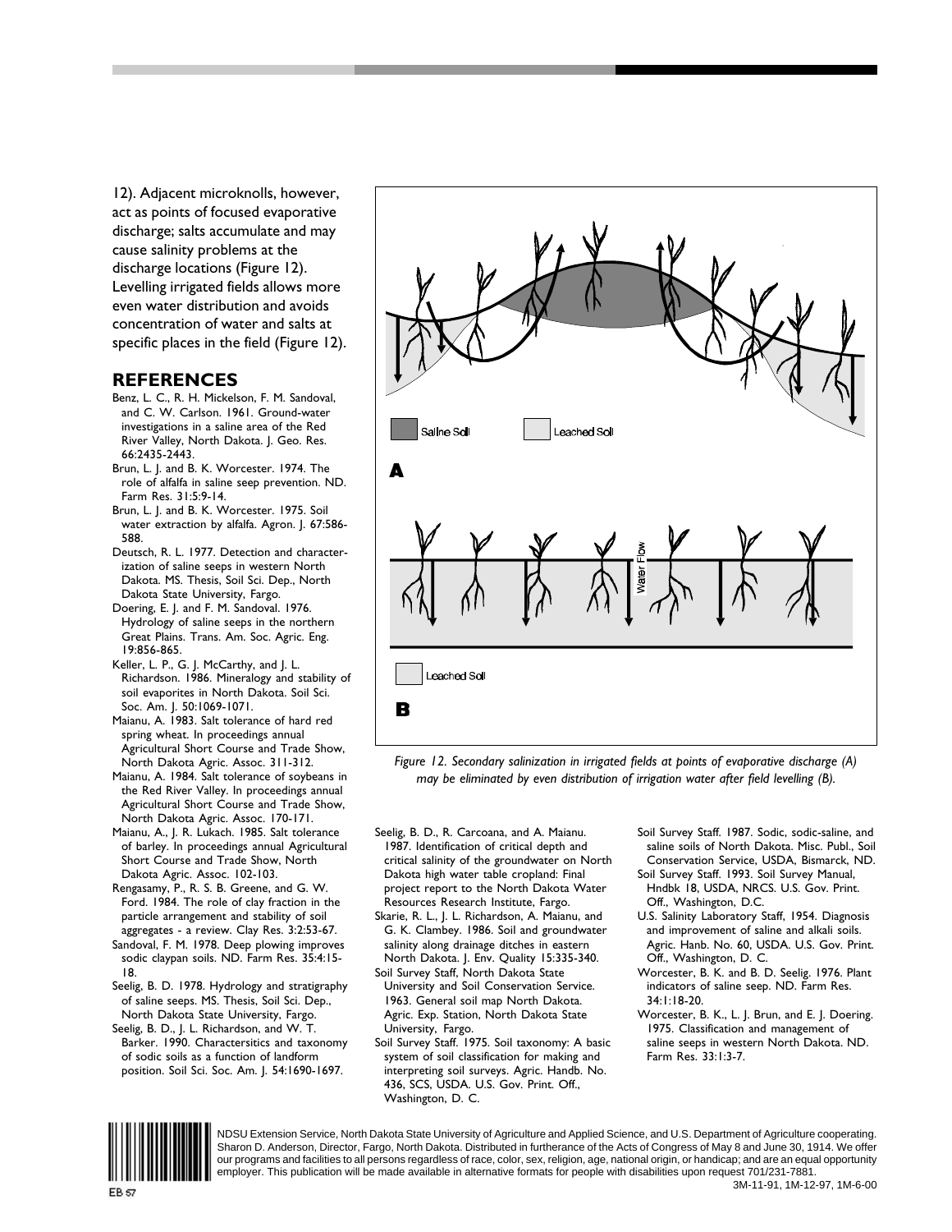12). Adjacent microknolls, however, act as points of focused evaporative discharge; salts accumulate and may cause salinity problems at the discharge locations (Figure 12). Levelling irrigated fields allows more even water distribution and avoids concentration of water and salts at specific places in the field (Figure 12).

Saline Soil

Leached Soil

A

Water Flow

Leached Soil

B

*Figure 12. Secondary salinization in irrigated fields at points of evaporative discharge (A) may be eliminated by even distribution of irrigation water after field levelling (B).*

## REFERENCES

Benz, L. C., R. H. Mickelson, F. M. Sandoval, and C. W. Carlson. 1961. Ground-water investigations in a saline area of the Red River Valley, North Dakota. J. Geo. Res. 66:2435-2443.

Brun, L. J. and B. K. Worcester. 1974. The role of alfalfa in saline seep prevention. ND. Farm Res. 31:5:9-14.

Brun, L. J. and B. K. Worcester. 1975. Soil water extraction by alfalfa. Agron. J. 67:586-588.

Deutsch, R. L. 1977. Detection and characterization of saline seeps in western North Dakota. MS. Thesis, Soil Sci. Dep., North Dakota State University, Fargo.

Doering, E. J. and F. M. Sandoval. 1976. Hydrology of saline seeps in the northern Great Plains. Trans. Am. Soc. Agric. Eng. 19:856-865.

Keller, L. P., G. J. McCarthy, and J. L. Richardson. 1986. Mineralogy and stability of soil evaporites in North Dakota. Soil Sci. Soc. Am. J. 50:1069-1071.

Maianu, A. 1983. Salt tolerance of hard red spring wheat. In proceedings annual Agricultural Short Course and Trade Show, North Dakota Agric. Assoc. 311-312.

Maianu, A. 1984. Salt tolerance of soybeans in the Red River Valley. In proceedings annual Agricultural Short Course and Trade Show, North Dakota Agric. Assoc. 170-171.

Maianu, A., J. R. Lukach. 1985. Salt tolerance of barley. In proceedings annual Agricultural Short Course and Trade Show, North Dakota Agric. Assoc. 102-103.

Rengasamy, P., R. S. B. Greene, and G. W. Ford. 1984. The role of clay fraction in the particle arrangement and stability of soil aggregates - a review. Clay Res. 3:2:53-67.

Sandoval, F. M. 1978. Deep plowing improves sodic claypan soils. ND. Farm Res. 35:4:15-18.

Seelig, B. D. 1978. Hydrology and stratigraphy of saline seeps. MS. Thesis, Soil Sci. Dep., North Dakota State University, Fargo.

Seelig, B. D., J. L. Richardson, and W. T. Barker. 1990. Charactersitics and taxonomy of sodic soils as a function of landform position. Soil Sci. Soc. Am. J. 54:1690-1697.

Seelig, B. D., R. Carcoana, and A. Maianu. 1987. Identification of critical depth and critical salinity of the groundwater on North Dakota high water table cropland: Final project report to the North Dakota Water Resources Research Institute, Fargo.

Skarie, R. L., J. L. Richardson, A. Maianu, and G. K. Clambey. 1986. Soil and groundwater salinity along drainage ditches in eastern North Dakota. J. Env. Quality 15:335-340.

Soil Survey Staff, North Dakota State University and Soil Conservation Service. 1963. General soil map North Dakota. Agric. Exp. Station, North Dakota State University, Fargo.

Soil Survey Staff. 1975. Soil taxonomy: A basic system of soil classification for making and interpreting soil surveys. Agric. Handb. No. 436, SCS, USDA. U.S. Gov. Print. Off., Washington, D. C.

Soil Survey Staff. 1987. Sodic, sodic-saline, and saline soils of North Dakota. Misc. Publ., Soil Conservation Service, USDA, Bismarck, ND.

Soil Survey Staff. 1993. Soil Survey Manual, Hndbk 18, USDA, NRCS. U.S. Gov. Print. Off., Washington, D.C.

U.S. Salinity Laboratory Staff, 1954. Diagnosis and improvement of saline and alkali soils. Agric. Hanb. No. 60, USDA. U.S. Gov. Print. Off., Washington, D. C.

Worcester, B. K. and B. D. Seelig. 1976. Plant indicators of saline seep. ND. Farm Res. 34:1:18-20.

Worcester, B. K., L. J. Brun, and E. J. Doering. 1975. Classification and management of saline seeps in western North Dakota. ND. Farm Res. 33:1:3-7.

NDSU Extension Service, North Dakota State University of Agriculture and Applied Science, and U.S. Department of Agriculture cooperating. Sharon D. Anderson, Director, Fargo, North Dakota. Distributed in furtherance of the Acts of Congress of May 8 and June 30, 1914. We offer our programs and facilities to all persons regardless of race, color, sex, religion, age, national origin, or handicap; and are an equal opportunity employer. This publication will be made available in alternative formats for people with disabilities upon request 701/231-7881.

EB 57

3M-11-91, 1M-12-97, 1M-6-00